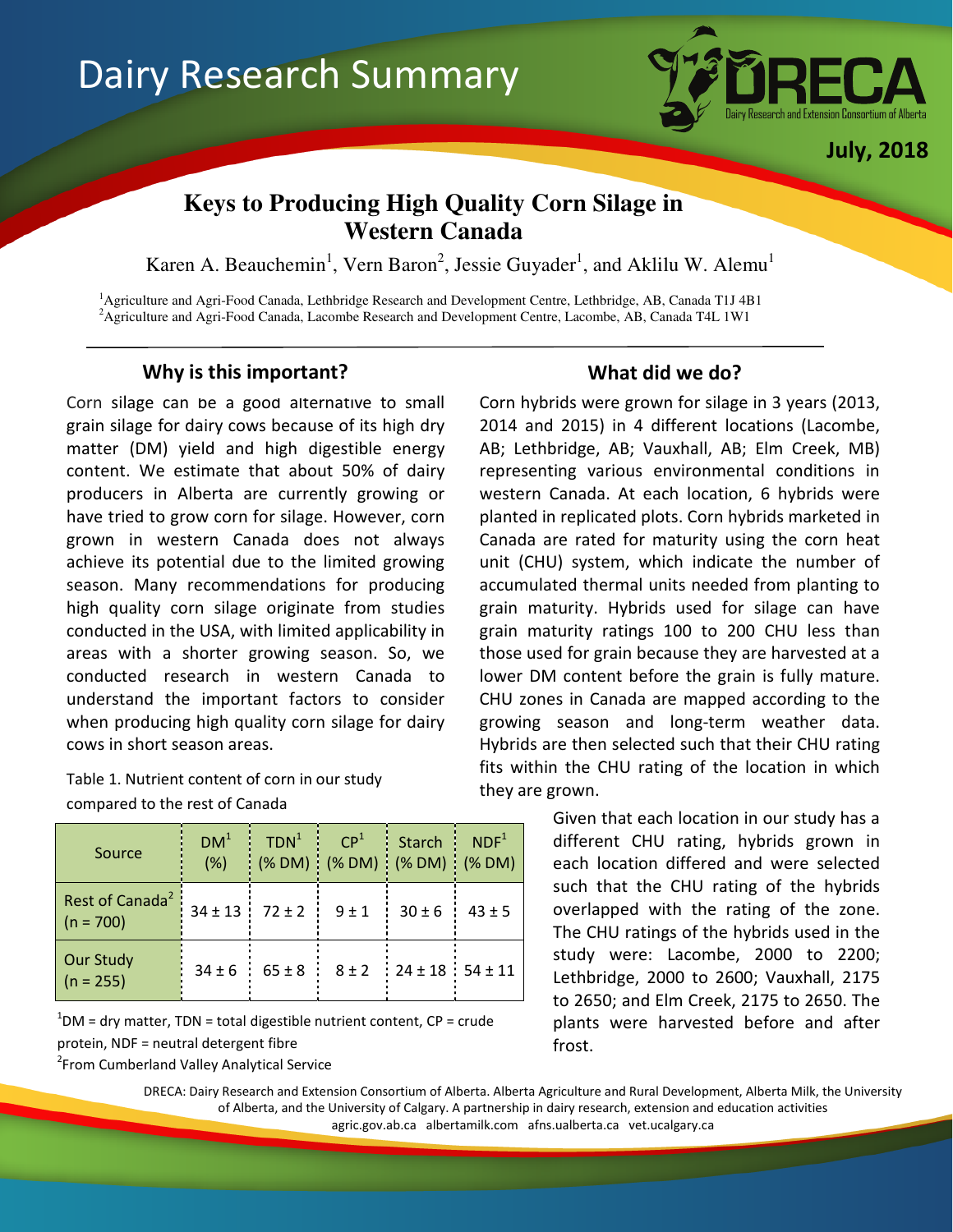Dairy Research Summary

July, 2018

# Keys to Producing High Quality Corn Silage in Western Canada

Karen A. Beauchemin[1], Vern Baron[2], Jessie Guyader[1], and Aklilu W. Alemu[1]

[1]Agriculture and Agri-Food Canada, Lethbridge Research and Development Centre, Lethbridge, AB, Canada T1J 4B1
[2]Agriculture and Agri-Food Canada, Lacombe Research and Development Centre, Lacombe, AB, Canada T4L 1W1

## Why is this important?

Corn silage can be a good alternative to small grain silage for dairy cows because of its high dry matter (DM) yield and high digestible energy content. We estimate that about 50% of dairy producers in Alberta are currently growing or have tried to grow corn for silage. However, corn grown in western Canada does not always achieve its potential due to the limited growing season. Many recommendations for producing high quality corn silage originate from studies conducted in the USA, with limited applicability in areas with a shorter growing season. So, we conducted research in western Canada to understand the important factors to consider when producing high quality corn silage for dairy cows in short season areas.

Table 1. Nutrient content of corn in our study compared to the rest of Canada

| Source | DM[1] (%) | TDN[1] (% DM) | CP[1] (% DM) | Starch (% DM) | NDF[1] (% DM) |
|---|---|---|---|---|---|
| Rest of Canada[2] (n = 700) | 34 ± 13 | 72 ± 2 | 9 ± 1 | 30 ± 6 | 43 ± 5 |
| Our Study (n = 255) | 34 ± 6 | 65 ± 8 | 8 ± 2 | 24 ± 18 | 54 ± 11 |

[1]DM = dry matter, TDN = total digestible nutrient content, CP = crude protein, NDF = neutral detergent fibre
[2]From Cumberland Valley Analytical Service

## What did we do?

Corn hybrids were grown for silage in 3 years (2013, 2014 and 2015) in 4 different locations (Lacombe, AB; Lethbridge, AB; Vauxhall, AB; Elm Creek, MB) representing various environmental conditions in western Canada. At each location, 6 hybrids were planted in replicated plots. Corn hybrids marketed in Canada are rated for maturity using the corn heat unit (CHU) system, which indicate the number of accumulated thermal units needed from planting to grain maturity. Hybrids used for silage can have grain maturity ratings 100 to 200 CHU less than those used for grain because they are harvested at a lower DM content before the grain is fully mature. CHU zones in Canada are mapped according to the growing season and long-term weather data. Hybrids are then selected such that their CHU rating fits within the CHU rating of the location in which they are grown.

Given that each location in our study has a different CHU rating, hybrids grown in each location differed and were selected such that the CHU rating of the hybrids overlapped with the rating of the zone. The CHU ratings of the hybrids used in the study were: Lacombe, 2000 to 2200; Lethbridge, 2000 to 2600; Vauxhall, 2175 to 2650; and Elm Creek, 2175 to 2650. The plants were harvested before and after frost.

DRECA: Dairy Research and Extension Consortium of Alberta. Alberta Agriculture and Rural Development, Alberta Milk, the University of Alberta, and the University of Calgary. A partnership in dairy research, extension and education activities
agric.gov.ab.ca albertamilk.com afns.ualberta.ca vet.ucalgary.ca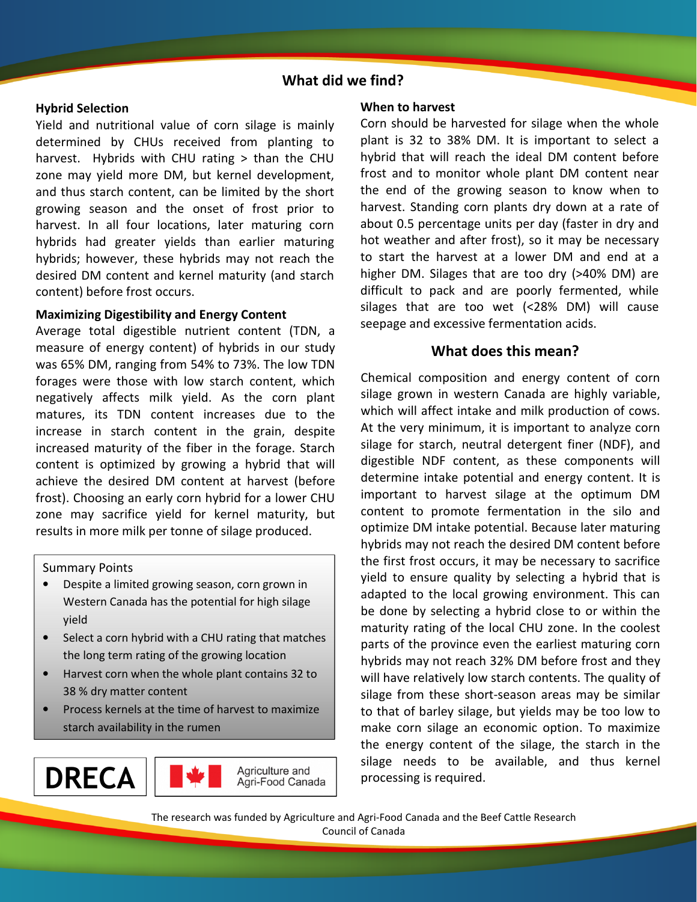## What did we find?

### Hybrid Selection

Yield and nutritional value of corn silage is mainly determined by CHUs received from planting to harvest. Hybrids with CHU rating > than the CHU zone may yield more DM, but kernel development, and thus starch content, can be limited by the short growing season and the onset of frost prior to harvest. In all four locations, later maturing corn hybrids had greater yields than earlier maturing hybrids; however, these hybrids may not reach the desired DM content and kernel maturity (and starch content) before frost occurs.

### Maximizing Digestibility and Energy Content

Average total digestible nutrient content (TDN, a measure of energy content) of hybrids in our study was 65% DM, ranging from 54% to 73%. The low TDN forages were those with low starch content, which negatively affects milk yield. As the corn plant matures, its TDN content increases due to the increase in starch content in the grain, despite increased maturity of the fiber in the forage. Starch content is optimized by growing a hybrid that will achieve the desired DM content at harvest (before frost). Choosing an early corn hybrid for a lower CHU zone may sacrifice yield for kernel maturity, but results in more milk per tonne of silage produced.

Summary Points

- Despite a limited growing season, corn grown in Western Canada has the potential for high silage yield
- Select a corn hybrid with a CHU rating that matches the long term rating of the growing location
- Harvest corn when the whole plant contains 32 to 38 % dry matter content
- Process kernels at the time of harvest to maximize starch availability in the rumen

DRECA

Agriculture and Agri-Food Canada

### When to harvest

Corn should be harvested for silage when the whole plant is 32 to 38% DM. It is important to select a hybrid that will reach the ideal DM content before frost and to monitor whole plant DM content near the end of the growing season to know when to harvest. Standing corn plants dry down at a rate of about 0.5 percentage units per day (faster in dry and hot weather and after frost), so it may be necessary to start the harvest at a lower DM and end at a higher DM. Silages that are too dry (>40% DM) are difficult to pack and are poorly fermented, while silages that are too wet (<28% DM) will cause seepage and excessive fermentation acids.

## What does this mean?

Chemical composition and energy content of corn silage grown in western Canada are highly variable, which will affect intake and milk production of cows. At the very minimum, it is important to analyze corn silage for starch, neutral detergent finer (NDF), and digestible NDF content, as these components will determine intake potential and energy content. It is important to harvest silage at the optimum DM content to promote fermentation in the silo and optimize DM intake potential. Because later maturing hybrids may not reach the desired DM content before the first frost occurs, it may be necessary to sacrifice yield to ensure quality by selecting a hybrid that is adapted to the local growing environment. This can be done by selecting a hybrid close to or within the maturity rating of the local CHU zone. In the coolest parts of the province even the earliest maturing corn hybrids may not reach 32% DM before frost and they will have relatively low starch contents. The quality of silage from these short-season areas may be similar to that of barley silage, but yields may be too low to make corn silage an economic option. To maximize the energy content of the silage, the starch in the silage needs to be available, and thus kernel processing is required.

The research was funded by Agriculture and Agri-Food Canada and the Beef Cattle Research Council of Canada